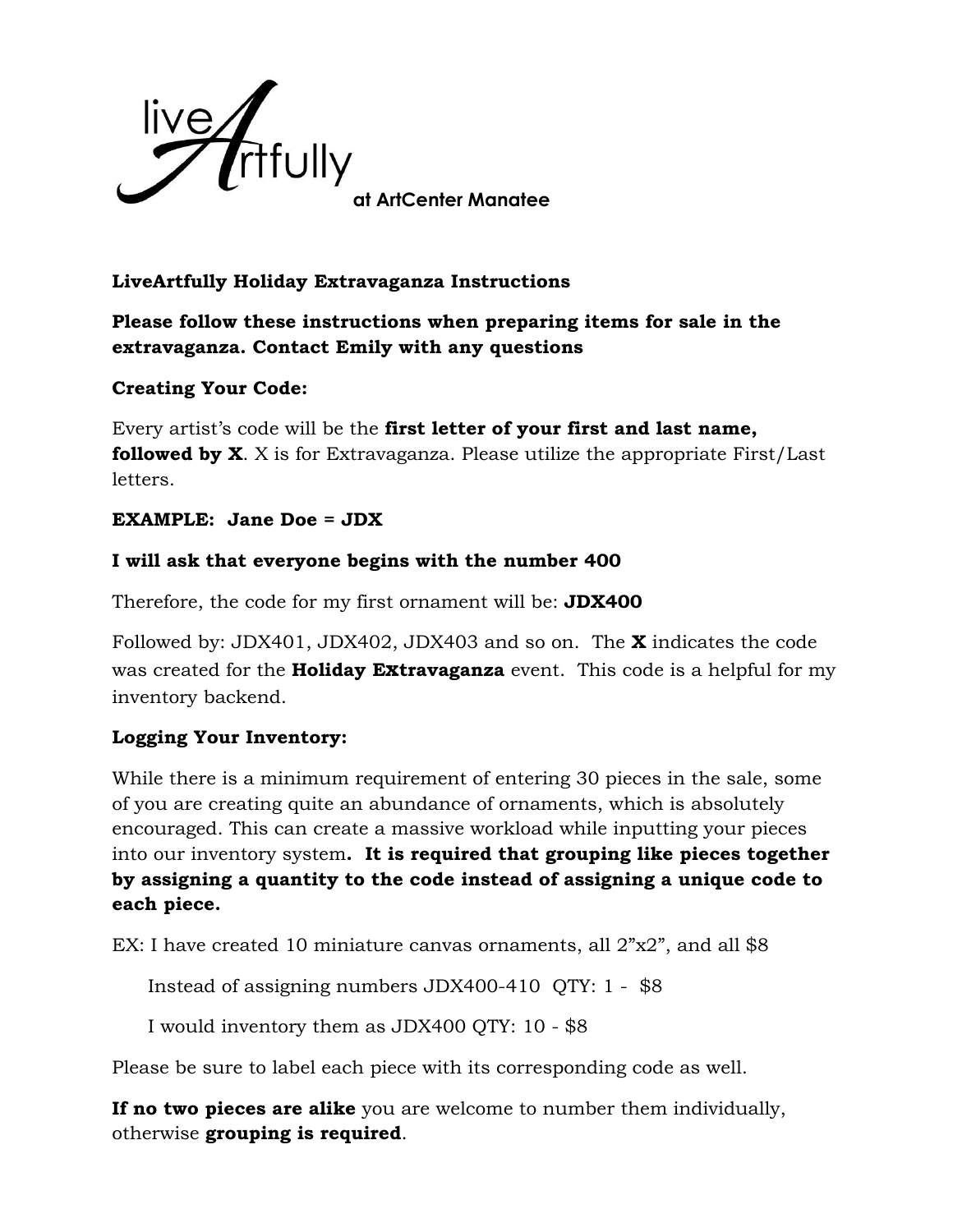live Artfully at ArtCenter Manatee

**LiveArtfully Holiday Extravaganza Instructions**

**Please follow these instructions when preparing items for sale in the extravaganza. Contact Emily with any questions**

**Creating Your Code:**

Every artist's code will be the **first letter of your first and last name, followed by X**. X is for Extravaganza. Please utilize the appropriate First/Last letters.

**EXAMPLE: Jane Doe = JDX**

**I will ask that everyone begins with the number 400**

Therefore, the code for my first ornament will be: **JDX400**

Followed by: JDX401, JDX402, JDX403 and so on. The **X** indicates the code was created for the **Holiday EXtravaganza** event. This code is a helpful for my inventory backend.

**Logging Your Inventory:**

While there is a minimum requirement of entering 30 pieces in the sale, some of you are creating quite an abundance of ornaments, which is absolutely encouraged. This can create a massive workload while inputting your pieces into our inventory system**. It is required that grouping like pieces together by assigning a quantity to the code instead of assigning a unique code to each piece.**

EX: I have created 10 miniature canvas ornaments, all 2"x2", and all $8

Instead of assigning numbers JDX400-410 QTY: 1 - $8

I would inventory them as JDX400 QTY: 10 - $8

Please be sure to label each piece with its corresponding code as well.

**If no two pieces are alike** you are welcome to number them individually, otherwise **grouping is required**.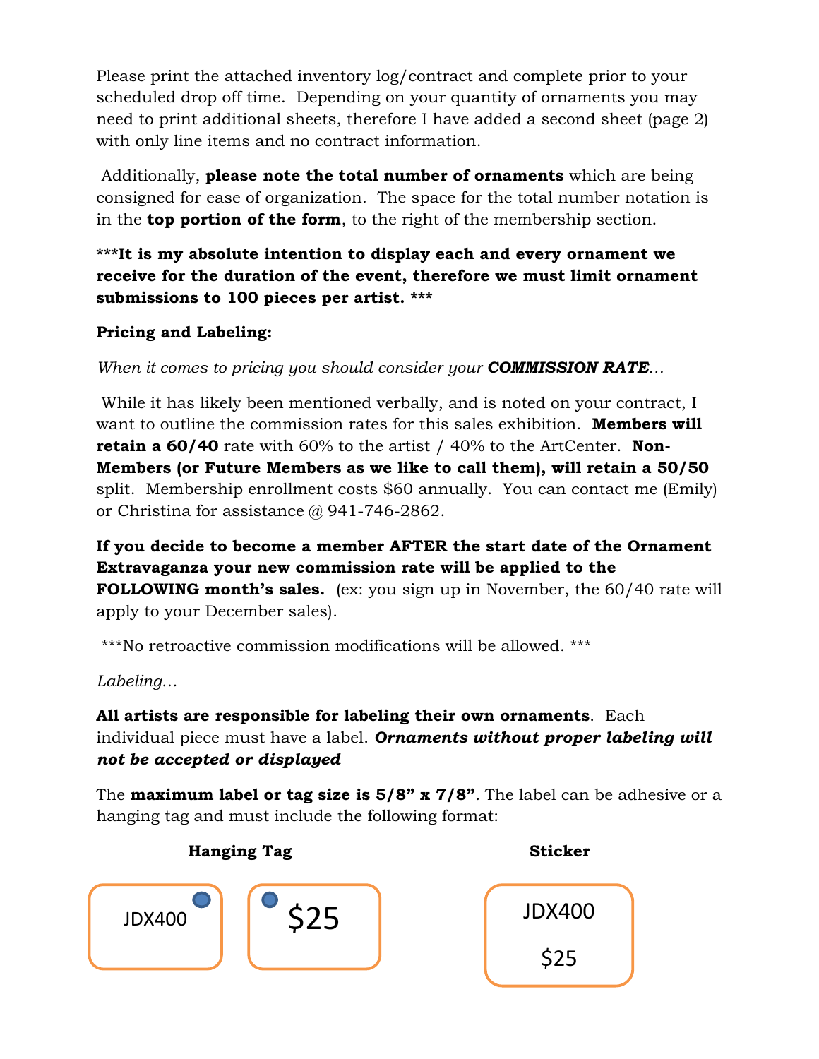Please print the attached inventory log/contract and complete prior to your scheduled drop off time. Depending on your quantity of ornaments you may need to print additional sheets, therefore I have added a second sheet (page 2) with only line items and no contract information.

Additionally, **please note the total number of ornaments** which are being consigned for ease of organization. The space for the total number notation is in the **top portion of the form**, to the right of the membership section.

**\*\*\*It is my absolute intention to display each and every ornament we receive for the duration of the event, therefore we must limit ornament submissions to 100 pieces per artist. \*\*\***

**Pricing and Labeling:**

*When it comes to pricing you should consider your **COMMISSION RATE**…*

While it has likely been mentioned verbally, and is noted on your contract, I want to outline the commission rates for this sales exhibition. **Members will retain a 60/40** rate with 60% to the artist / 40% to the ArtCenter. **Non-Members (or Future Members as we like to call them), will retain a 50/50** split. Membership enrollment costs $60 annually. You can contact me (Emily) or Christina for assistance @ 941-746-2862.

**If you decide to become a member AFTER the start date of the Ornament Extravaganza your new commission rate will be applied to the FOLLOWING month's sales.** (ex: you sign up in November, the 60/40 rate will apply to your December sales).

\*\*\*No retroactive commission modifications will be allowed. \*\*\*

*Labeling…*

**All artists are responsible for labeling their own ornaments**. Each individual piece must have a label. ***Ornaments without proper labeling will not be accepted or displayed***

The **maximum label or tag size is 5/8" x 7/8"**. The label can be adhesive or a hanging tag and must include the following format:

**Hanging Tag**

JDX400

$25

**Sticker**

JDX400

$25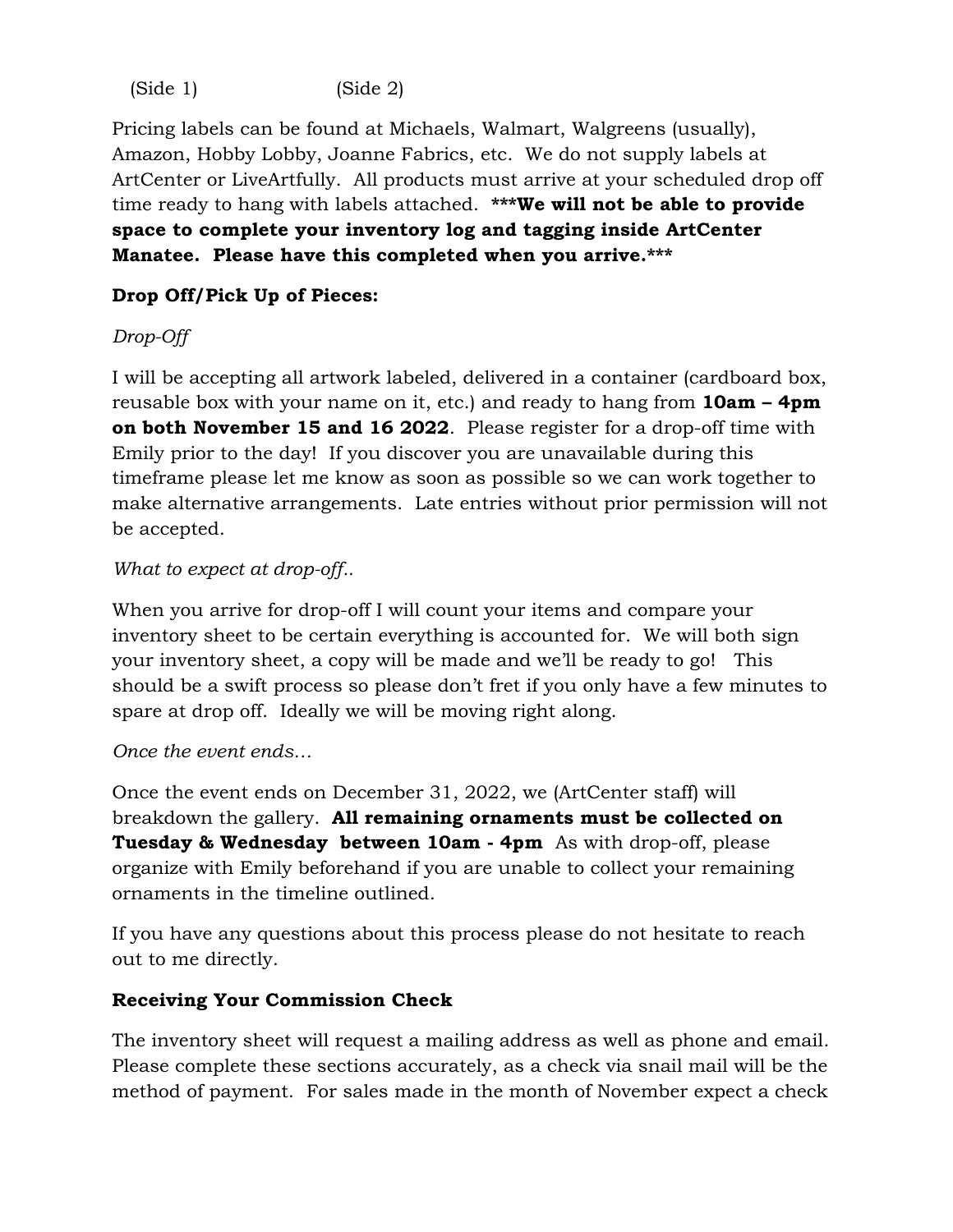(Side 1)                    (Side 2)

Pricing labels can be found at Michaels, Walmart, Walgreens (usually), Amazon, Hobby Lobby, Joanne Fabrics, etc. We do not supply labels at ArtCenter or LiveArtfully. All products must arrive at your scheduled drop off time ready to hang with labels attached. **\*\*\*We will not be able to provide space to complete your inventory log and tagging inside ArtCenter Manatee. Please have this completed when you arrive.\*\*\***

**Drop Off/Pick Up of Pieces:**

*Drop-Off*

I will be accepting all artwork labeled, delivered in a container (cardboard box, reusable box with your name on it, etc.) and ready to hang from **10am – 4pm on both November 15 and 16 2022**. Please register for a drop-off time with Emily prior to the day! If you discover you are unavailable during this timeframe please let me know as soon as possible so we can work together to make alternative arrangements. Late entries without prior permission will not be accepted.

*What to expect at drop-off..*

When you arrive for drop-off I will count your items and compare your inventory sheet to be certain everything is accounted for. We will both sign your inventory sheet, a copy will be made and we'll be ready to go! This should be a swift process so please don't fret if you only have a few minutes to spare at drop off. Ideally we will be moving right along.

*Once the event ends…*

Once the event ends on December 31, 2022, we (ArtCenter staff) will breakdown the gallery. **All remaining ornaments must be collected on Tuesday & Wednesday between 10am - 4pm** As with drop-off, please organize with Emily beforehand if you are unable to collect your remaining ornaments in the timeline outlined.

If you have any questions about this process please do not hesitate to reach out to me directly.

**Receiving Your Commission Check**

The inventory sheet will request a mailing address as well as phone and email. Please complete these sections accurately, as a check via snail mail will be the method of payment. For sales made in the month of November expect a check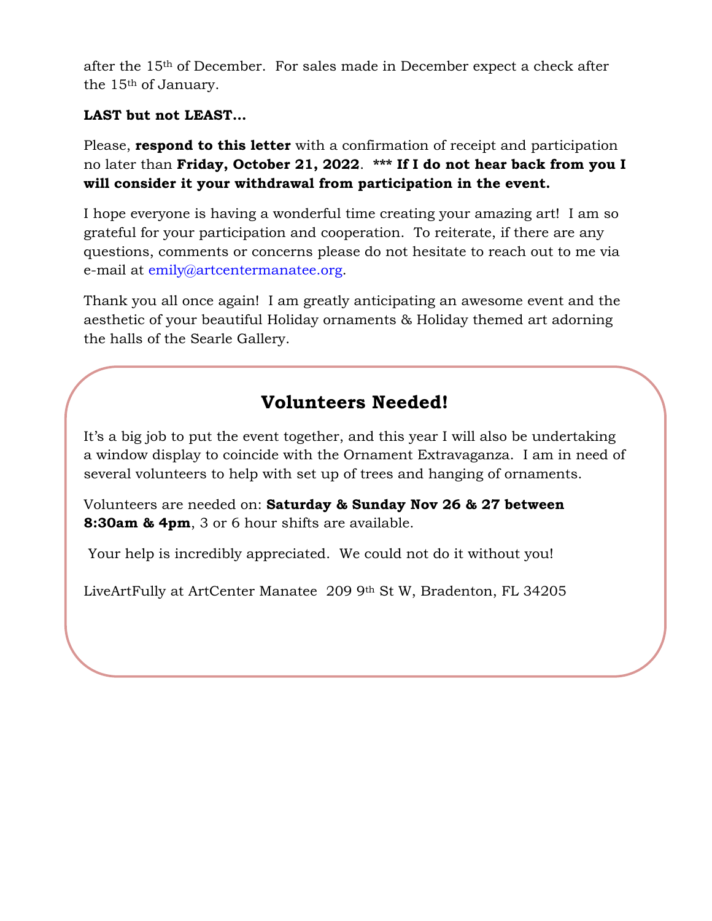after the 15th of December. For sales made in December expect a check after the 15th of January.

**LAST but not LEAST…**

Please, **respond to this letter** with a confirmation of receipt and participation no later than **Friday, October 21, 2022**. **\*\*\* If I do not hear back from you I will consider it your withdrawal from participation in the event.**

I hope everyone is having a wonderful time creating your amazing art! I am so grateful for your participation and cooperation. To reiterate, if there are any questions, comments or concerns please do not hesitate to reach out to me via e-mail at emily@artcentermanatee.org.

Thank you all once again! I am greatly anticipating an awesome event and the aesthetic of your beautiful Holiday ornaments & Holiday themed art adorning the halls of the Searle Gallery.

## Volunteers Needed!

It's a big job to put the event together, and this year I will also be undertaking a window display to coincide with the Ornament Extravaganza. I am in need of several volunteers to help with set up of trees and hanging of ornaments.

Volunteers are needed on: **Saturday & Sunday Nov 26 & 27 between 8:30am & 4pm**, 3 or 6 hour shifts are available.

Your help is incredibly appreciated. We could not do it without you!

LiveArtFully at ArtCenter Manatee 209 9th St W, Bradenton, FL 34205